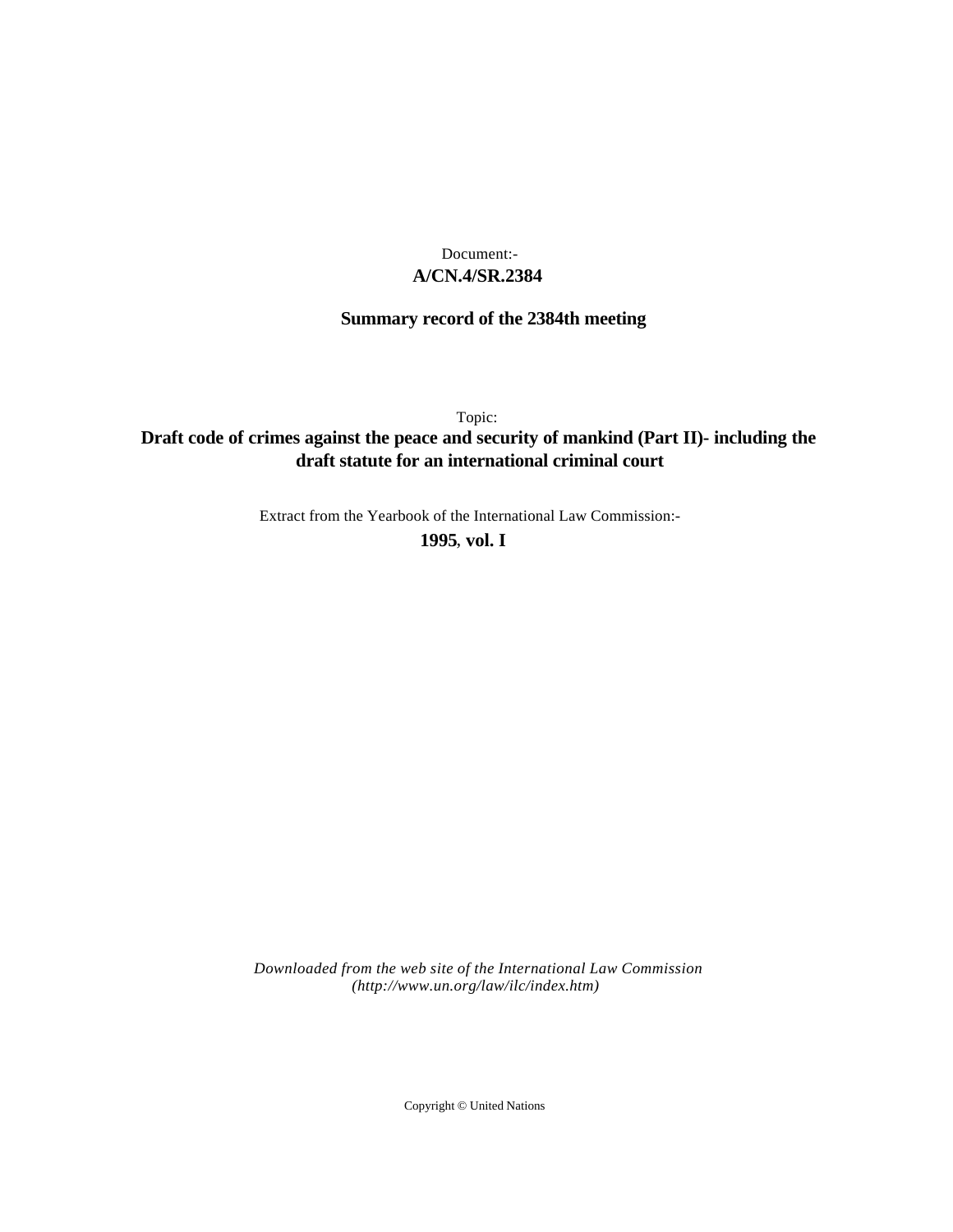Document:-

**A/CN.4/SR.2384**

**Summary record of the 2384th meeting**

Topic:

**Draft code of crimes against the peace and security of mankind (Part II)- including the draft statute for an international criminal court**

Extract from the Yearbook of the International Law Commission:-

**1995, vol. I**

*Downloaded from the web site of the International Law Commission (http://www.un.org/law/ilc/index.htm)*

Copyright © United Nations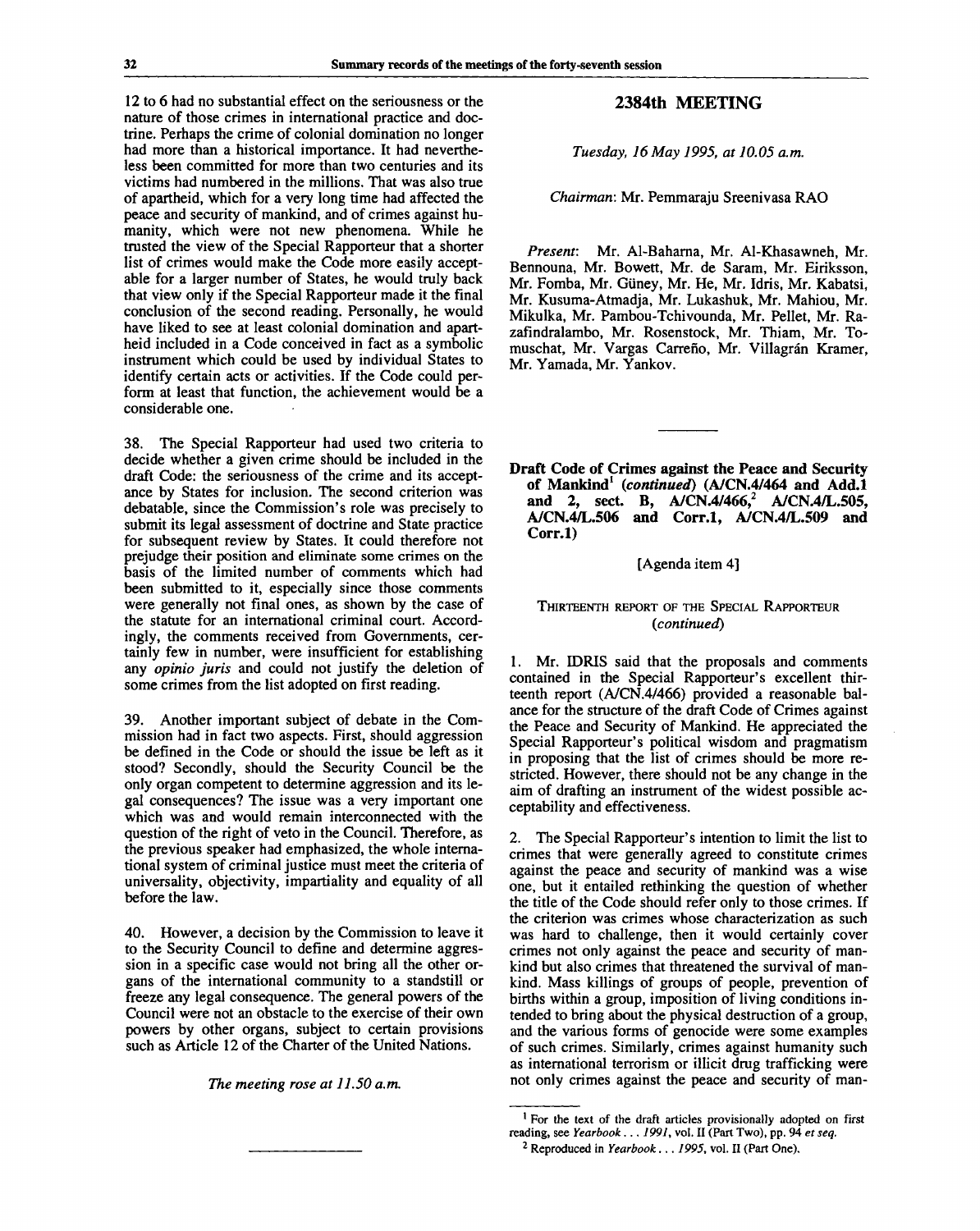12 to 6 had no substantial effect on the seriousness or the nature of those crimes in international practice and doctrine. Perhaps the crime of colonial domination no longer had more than a historical importance. It had nevertheless been committed for more than two centuries and its victims had numbered in the millions. That was also true of apartheid, which for a very long time had affected the peace and security of mankind, and of crimes against humanity, which were not new phenomena. While he trusted the view of the Special Rapporteur that a shorter list of crimes would make the Code more easily acceptable for a larger number of States, he would truly back that view only if the Special Rapporteur made it the final conclusion of the second reading. Personally, he would have liked to see at least colonial domination and apartheid included in a Code conceived in fact as a symbolic instrument which could be used by individual States to identify certain acts or activities. If the Code could perform at least that function, the achievement would be a considerable one.

38. The Special Rapporteur had used two criteria to decide whether a given crime should be included in the draft Code: the seriousness of the crime and its acceptance by States for inclusion. The second criterion was debatable, since the Commission's role was precisely to submit its legal assessment of doctrine and State practice for subsequent review by States. It could therefore not prejudge their position and eliminate some crimes on the basis of the limited number of comments which had been submitted to it, especially since those comments were generally not final ones, as shown by the case of the statute for an international criminal court. Accordingly, the comments received from Governments, certainly few in number, were insufficient for establishing any *opinio juris* and could not justify the deletion of some crimes from the list adopted on first reading.

39. Another important subject of debate in the Commission had in fact two aspects. First, should aggression be defined in the Code or should the issue be left as it stood? Secondly, should the Security Council be the only organ competent to determine aggression and its legal consequences? The issue was a very important one which was and would remain interconnected with the question of the right of veto in the Council. Therefore, as the previous speaker had emphasized, the whole international system of criminal justice must meet the criteria of universality, objectivity, impartiality and equality of all before the law.

40. However, a decision by the Commission to leave it to the Security Council to define and determine aggression in a specific case would not bring all the other organs of the international community to a standstill or freeze any legal consequence. The general powers of the Council were not an obstacle to the exercise of their own powers by other organs, subject to certain provisions such as Article 12 of the Charter of the United Nations.

*The meeting rose at 11.50 a.m.*

---

## 2384th MEETING

*Tuesday, 16 May 1995, at 10.05 a.m.*

*Chairman*: Mr. Pemmaraju Sreenivasa RAO

*Present*: Mr. Al-Baharna, Mr. Al-Khasawneh, Mr. Bennouna, Mr. Bowett, Mr. de Saram, Mr. Eiriksson, Mr. Fomba, Mr. Güney, Mr. He, Mr. Idris, Mr. Kabatsi, Mr. Kusuma-Atmadja, Mr. Lukashuk, Mr. Mahiou, Mr. Mikulka, Mr. Pambou-Tchivounda, Mr. Pellet, Mr. Razafindralambo, Mr. Rosenstock, Mr. Thiam, Mr. Tomuschat, Mr. Vargas Carreño, Mr. Villagrán Kramer, Mr. Yamada, Mr. Yankov.

---

### Draft Code of Crimes against the Peace and Security of Mankind[1] (*continued*) (A/CN.4/464 and Add.1 and 2, sect. B, A/CN.4/466,[2] A/CN.4/L.505, A/CN.4/L.506 and Corr.1, A/CN.4/L.509 and Corr.1)

[Agenda item 4]

#### THIRTEENTH REPORT OF THE SPECIAL RAPPORTEUR (*continued*)

1. Mr. IDRIS said that the proposals and comments contained in the Special Rapporteur's excellent thirteenth report (A/CN.4/466) provided a reasonable balance for the structure of the draft Code of Crimes against the Peace and Security of Mankind. He appreciated the Special Rapporteur's political wisdom and pragmatism in proposing that the list of crimes should be more restricted. However, there should not be any change in the aim of drafting an instrument of the widest possible acceptability and effectiveness.

2. The Special Rapporteur's intention to limit the list to crimes that were generally agreed to constitute crimes against the peace and security of mankind was a wise one, but it entailed rethinking the question of whether the title of the Code should refer only to those crimes. If the criterion was crimes whose characterization as such was hard to challenge, then it would certainly cover crimes not only against the peace and security of mankind but also crimes that threatened the survival of mankind. Mass killings of groups of people, prevention of births within a group, imposition of living conditions intended to bring about the physical destruction of a group, and the various forms of genocide were some examples of such crimes. Similarly, crimes against humanity such as international terrorism or illicit drug trafficking were not only crimes against the peace and security of man-

---

[1] For the text of the draft articles provisionally adopted on first reading, see *Yearbook . . . 1991*, vol. II (Part Two), pp. 94 *et seq.*

[2] Reproduced in *Yearbook . . . 1995*, vol. II (Part One).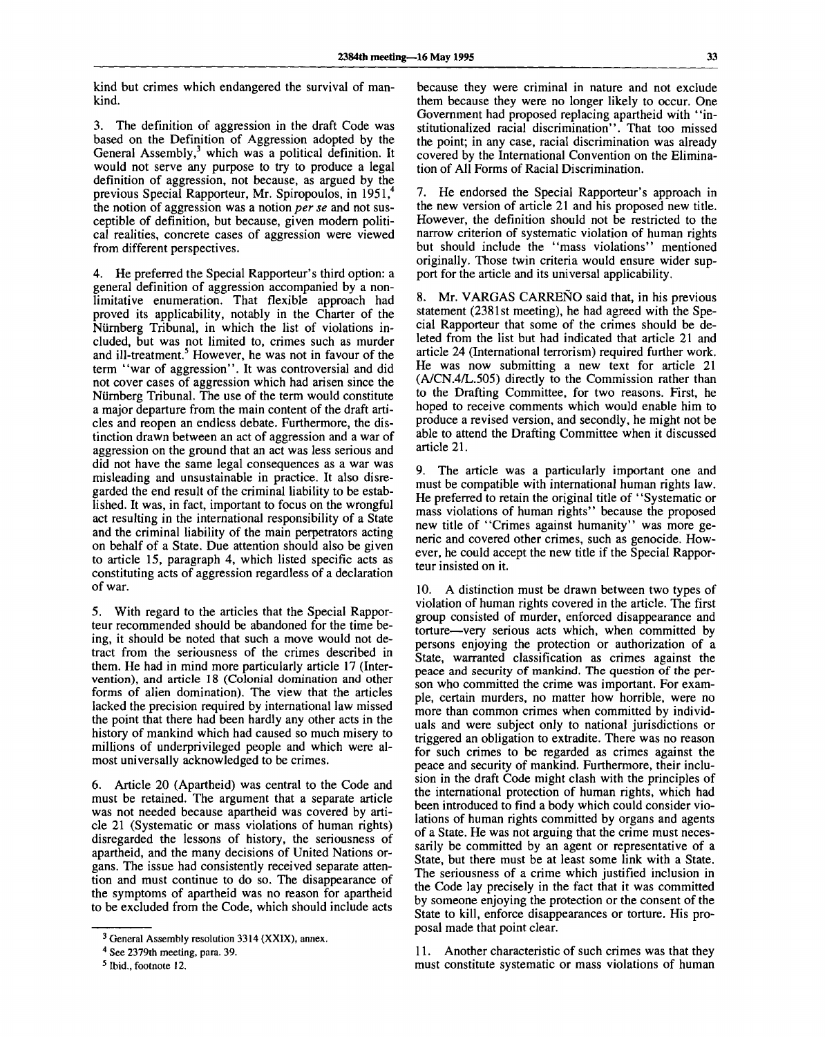kind but crimes which endangered the survival of mankind.

3. The definition of aggression in the draft Code was based on the Definition of Aggression adopted by the General Assembly,[3] which was a political definition. It would not serve any purpose to try to produce a legal definition of aggression, not because, as argued by the previous Special Rapporteur, Mr. Spiropoulos, in 1951,[4] the notion of aggression was a notion *per se* and not susceptible of definition, but because, given modern political realities, concrete cases of aggression were viewed from different perspectives.

4. He preferred the Special Rapporteur's third option: a general definition of aggression accompanied by a non-limitative enumeration. That flexible approach had proved its applicability, notably in the Charter of the Nürnberg Tribunal, in which the list of violations included, but was not limited to, crimes such as murder and ill-treatment.[5] However, he was not in favour of the term "war of aggression". It was controversial and did not cover cases of aggression which had arisen since the Nürnberg Tribunal. The use of the term would constitute a major departure from the main content of the draft articles and reopen an endless debate. Furthermore, the distinction drawn between an act of aggression and a war of aggression on the ground that an act was less serious and did not have the same legal consequences as a war was misleading and unsustainable in practice. It also disregarded the end result of the criminal liability to be established. It was, in fact, important to focus on the wrongful act resulting in the international responsibility of a State and the criminal liability of the main perpetrators acting on behalf of a State. Due attention should also be given to article 15, paragraph 4, which listed specific acts as constituting acts of aggression regardless of a declaration of war.

5. With regard to the articles that the Special Rapporteur recommended should be abandoned for the time being, it should be noted that such a move would not detract from the seriousness of the crimes described in them. He had in mind more particularly article 17 (Intervention), and article 18 (Colonial domination and other forms of alien domination). The view that the articles lacked the precision required by international law missed the point that there had been hardly any other acts in the history of mankind which had caused so much misery to millions of underprivileged people and which were almost universally acknowledged to be crimes.

6. Article 20 (Apartheid) was central to the Code and must be retained. The argument that a separate article was not needed because apartheid was covered by article 21 (Systematic or mass violations of human rights) disregarded the lessons of history, the seriousness of apartheid, and the many decisions of United Nations organs. The issue had consistently received separate attention and must continue to do so. The disappearance of the symptoms of apartheid was no reason for apartheid to be excluded from the Code, which should include acts because they were criminal in nature and not exclude them because they were no longer likely to occur. One Government had proposed replacing apartheid with "institutionalized racial discrimination". That too missed the point; in any case, racial discrimination was already covered by the International Convention on the Elimination of All Forms of Racial Discrimination.

7. He endorsed the Special Rapporteur's approach in the new version of article 21 and his proposed new title. However, the definition should not be restricted to the narrow criterion of systematic violation of human rights but should include the "mass violations" mentioned originally. Those twin criteria would ensure wider support for the article and its universal applicability.

8. Mr. VARGAS CARREÑO said that, in his previous statement (2381st meeting), he had agreed with the Special Rapporteur that some of the crimes should be deleted from the list but had indicated that article 21 and article 24 (International terrorism) required further work. He was now submitting a new text for article 21 (A/CN.4/L.505) directly to the Commission rather than to the Drafting Committee, for two reasons. First, he hoped to receive comments which would enable him to produce a revised version, and secondly, he might not be able to attend the Drafting Committee when it discussed article 21.

9. The article was a particularly important one and must be compatible with international human rights law. He preferred to retain the original title of "Systematic or mass violations of human rights" because the proposed new title of "Crimes against humanity" was more generic and covered other crimes, such as genocide. However, he could accept the new title if the Special Rapporteur insisted on it.

10. A distinction must be drawn between two types of violation of human rights covered in the article. The first group consisted of murder, enforced disappearance and torture—very serious acts which, when committed by persons enjoying the protection or authorization of a State, warranted classification as crimes against the peace and security of mankind. The question of the person who committed the crime was important. For example, certain murders, no matter how horrible, were no more than common crimes when committed by individuals and were subject only to national jurisdictions or triggered an obligation to extradite. There was no reason for such crimes to be regarded as crimes against the peace and security of mankind. Furthermore, their inclusion in the draft Code might clash with the principles of the international protection of human rights, which had been introduced to find a body which could consider violations of human rights committed by organs and agents of a State. He was not arguing that the crime must necessarily be committed by an agent or representative of a State, but there must be at least some link with a State. The seriousness of a crime which justified inclusion in the Code lay precisely in the fact that it was committed by someone enjoying the protection or the consent of the State to kill, enforce disappearances or torture. His proposal made that point clear.

11. Another characteristic of such crimes was that they must constitute systematic or mass violations of human

---

[3] General Assembly resolution 3314 (XXIX), annex.

[4] See 2379th meeting, para. 39.

[5] Ibid., footnote 12.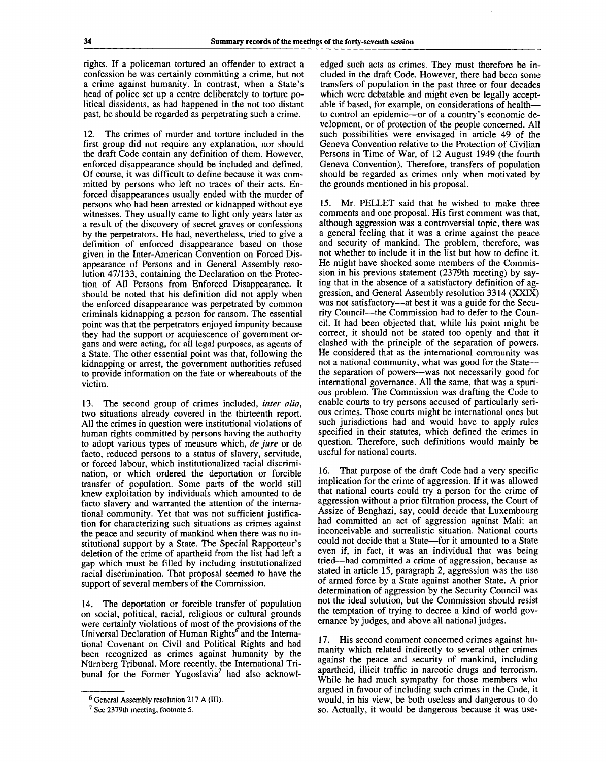rights. If a policeman tortured an offender to extract a confession he was certainly committing a crime, but not a crime against humanity. In contrast, when a State's head of police set up a centre deliberately to torture political dissidents, as had happened in the not too distant past, he should be regarded as perpetrating such a crime.

12. The crimes of murder and torture included in the first group did not require any explanation, nor should the draft Code contain any definition of them. However, enforced disappearance should be included and defined. Of course, it was difficult to define because it was committed by persons who left no traces of their acts. Enforced disappearances usually ended with the murder of persons who had been arrested or kidnapped without eye witnesses. They usually came to light only years later as a result of the discovery of secret graves or confessions by the perpetrators. He had, nevertheless, tried to give a definition of enforced disappearance based on those given in the Inter-American Convention on Forced Disappearance of Persons and in General Assembly resolution 47/133, containing the Declaration on the Protection of All Persons from Enforced Disappearance. It should be noted that his definition did not apply when the enforced disappearance was perpetrated by common criminals kidnapping a person for ransom. The essential point was that the perpetrators enjoyed impunity because they had the support or acquiescence of government organs and were acting, for all legal purposes, as agents of a State. The other essential point was that, following the kidnapping or arrest, the government authorities refused to provide information on the fate or whereabouts of the victim.

13. The second group of crimes included, *inter alia*, two situations already covered in the thirteenth report. All the crimes in question were institutional violations of human rights committed by persons having the authority to adopt various types of measure which, *de jure* or de facto, reduced persons to a status of slavery, servitude, or forced labour, which institutionalized racial discrimination, or which ordered the deportation or forcible transfer of population. Some parts of the world still knew exploitation by individuals which amounted to de facto slavery and warranted the attention of the international community. Yet that was not sufficient justification for characterizing such situations as crimes against the peace and security of mankind when there was no institutional support by a State. The Special Rapporteur's deletion of the crime of apartheid from the list had left a gap which must be filled by including institutionalized racial discrimination. That proposal seemed to have the support of several members of the Commission.

14. The deportation or forcible transfer of population on social, political, racial, religious or cultural grounds were certainly violations of most of the provisions of the Universal Declaration of Human Rights[6] and the International Covenant on Civil and Political Rights and had been recognized as crimes against humanity by the Nürnberg Tribunal. More recently, the International Tribunal for the Former Yugoslavia[7] had also acknowledged such acts as crimes. They must therefore be included in the draft Code. However, there had been some transfers of population in the past three or four decades which were debatable and might even be legally acceptable if based, for example, on considerations of health—to control an epidemic—or of a country's economic development, or of protection of the people concerned. All such possibilities were envisaged in article 49 of the Geneva Convention relative to the Protection of Civilian Persons in Time of War, of 12 August 1949 (the fourth Geneva Convention). Therefore, transfers of population should be regarded as crimes only when motivated by the grounds mentioned in his proposal.

15. Mr. PELLET said that he wished to make three comments and one proposal. His first comment was that, although aggression was a controversial topic, there was a general feeling that it was a crime against the peace and security of mankind. The problem, therefore, was not whether to include it in the list but how to define it. He might have shocked some members of the Commission in his previous statement (2379th meeting) by saying that in the absence of a satisfactory definition of aggression, and General Assembly resolution 3314 (XXIX) was not satisfactory—at best it was a guide for the Security Council—the Commission had to defer to the Council. It had been objected that, while his point might be correct, it should not be stated too openly and that it clashed with the principle of the separation of powers. He considered that as the international community was not a national community, what was good for the State—the separation of powers—was not necessarily good for international governance. All the same, that was a spurious problem. The Commission was drafting the Code to enable courts to try persons accused of particularly serious crimes. Those courts might be international ones but such jurisdictions had and would have to apply rules specified in their statutes, which defined the crimes in question. Therefore, such definitions would mainly be useful for national courts.

16. That purpose of the draft Code had a very specific implication for the crime of aggression. If it was allowed that national courts could try a person for the crime of aggression without a prior filtration process, the Court of Assize of Benghazi, say, could decide that Luxembourg had committed an act of aggression against Mali: an inconceivable and surrealistic situation. National courts could not decide that a State—for it amounted to a State even if, in fact, it was an individual that was being tried—had committed a crime of aggression, because as stated in article 15, paragraph 2, aggression was the use of armed force by a State against another State. A prior determination of aggression by the Security Council was not the ideal solution, but the Commission should resist the temptation of trying to decree a kind of world governance by judges, and above all national judges.

17. His second comment concerned crimes against humanity which related indirectly to several other crimes against the peace and security of mankind, including apartheid, illicit traffic in narcotic drugs and terrorism. While he had much sympathy for those members who argued in favour of including such crimes in the Code, it would, in his view, be both useless and dangerous to do so. Actually, it would be dangerous because it was use-

---

[6] General Assembly resolution 217 A (III).

[7] See 2379th meeting, footnote 5.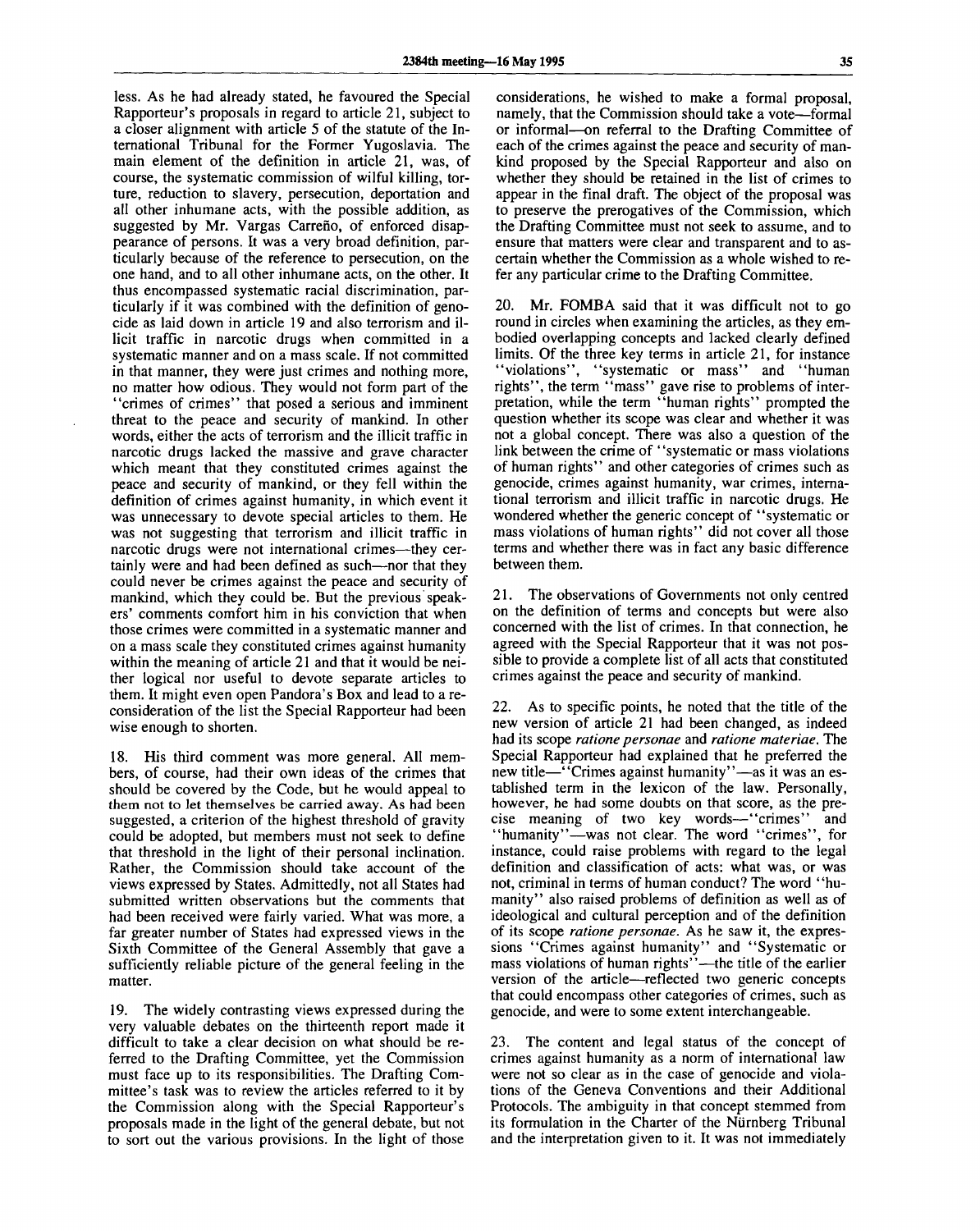less. As he had already stated, he favoured the Special Rapporteur's proposals in regard to article 21, subject to a closer alignment with article 5 of the statute of the International Tribunal for the Former Yugoslavia. The main element of the definition in article 21, was, of course, the systematic commission of wilful killing, torture, reduction to slavery, persecution, deportation and all other inhumane acts, with the possible addition, as suggested by Mr. Vargas Carreño, of enforced disappearance of persons. It was a very broad definition, particularly because of the reference to persecution, on the one hand, and to all other inhumane acts, on the other. It thus encompassed systematic racial discrimination, particularly if it was combined with the definition of genocide as laid down in article 19 and also terrorism and illicit traffic in narcotic drugs when committed in a systematic manner and on a mass scale. If not committed in that manner, they were just crimes and nothing more, no matter how odious. They would not form part of the "crimes of crimes" that posed a serious and imminent threat to the peace and security of mankind. In other words, either the acts of terrorism and the illicit traffic in narcotic drugs lacked the massive and grave character which meant that they constituted crimes against the peace and security of mankind, or they fell within the definition of crimes against humanity, in which event it was unnecessary to devote special articles to them. He was not suggesting that terrorism and illicit traffic in narcotic drugs were not international crimes—they certainly were and had been defined as such—nor that they could never be crimes against the peace and security of mankind, which they could be. But the previous speakers' comments comfort him in his conviction that when those crimes were committed in a systematic manner and on a mass scale they constituted crimes against humanity within the meaning of article 21 and that it would be neither logical nor useful to devote separate articles to them. It might even open Pandora's Box and lead to a reconsideration of the list the Special Rapporteur had been wise enough to shorten.

18. His third comment was more general. All members, of course, had their own ideas of the crimes that should be covered by the Code, but he would appeal to them not to let themselves be carried away. As had been suggested, a criterion of the highest threshold of gravity could be adopted, but members must not seek to define that threshold in the light of their personal inclination. Rather, the Commission should take account of the views expressed by States. Admittedly, not all States had submitted written observations but the comments that had been received were fairly varied. What was more, a far greater number of States had expressed views in the Sixth Committee of the General Assembly that gave a sufficiently reliable picture of the general feeling in the matter.

19. The widely contrasting views expressed during the very valuable debates on the thirteenth report made it difficult to take a clear decision on what should be referred to the Drafting Committee, yet the Commission must face up to its responsibilities. The Drafting Committee's task was to review the articles referred to it by the Commission along with the Special Rapporteur's proposals made in the light of the general debate, but not to sort out the various provisions. In the light of those considerations, he wished to make a formal proposal, namely, that the Commission should take a vote—formal or informal—on referral to the Drafting Committee of each of the crimes against the peace and security of mankind proposed by the Special Rapporteur and also on whether they should be retained in the list of crimes to appear in the final draft. The object of the proposal was to preserve the prerogatives of the Commission, which the Drafting Committee must not seek to assume, and to ensure that matters were clear and transparent and to ascertain whether the Commission as a whole wished to refer any particular crime to the Drafting Committee.

20. Mr. FOMBA said that it was difficult not to go round in circles when examining the articles, as they embodied overlapping concepts and lacked clearly defined limits. Of the three key terms in article 21, for instance "violations", "systematic or mass" and "human rights", the term "mass" gave rise to problems of interpretation, while the term "human rights" prompted the question whether its scope was clear and whether it was not a global concept. There was also a question of the link between the crime of "systematic or mass violations of human rights" and other categories of crimes such as genocide, crimes against humanity, war crimes, international terrorism and illicit traffic in narcotic drugs. He wondered whether the generic concept of "systematic or mass violations of human rights" did not cover all those terms and whether there was in fact any basic difference between them.

21. The observations of Governments not only centred on the definition of terms and concepts but were also concerned with the list of crimes. In that connection, he agreed with the Special Rapporteur that it was not possible to provide a complete list of all acts that constituted crimes against the peace and security of mankind.

22. As to specific points, he noted that the title of the new version of article 21 had been changed, as indeed had its scope *ratione personae* and *ratione materiae*. The Special Rapporteur had explained that he preferred the new title—"Crimes against humanity"—as it was an established term in the lexicon of the law. Personally, however, he had some doubts on that score, as the precise meaning of two key words—"crimes" and "humanity"—was not clear. The word "crimes", for instance, could raise problems with regard to the legal definition and classification of acts: what was, or was not, criminal in terms of human conduct? The word "humanity" also raised problems of definition as well as of ideological and cultural perception and of the definition of its scope *ratione personae*. As he saw it, the expressions "Crimes against humanity" and "Systematic or mass violations of human rights"—the title of the earlier version of the article—reflected two generic concepts that could encompass other categories of crimes, such as genocide, and were to some extent interchangeable.

23. The content and legal status of the concept of crimes against humanity as a norm of international law were not so clear as in the case of genocide and violations of the Geneva Conventions and their Additional Protocols. The ambiguity in that concept stemmed from its formulation in the Charter of the Nürnberg Tribunal and the interpretation given to it. It was not immediately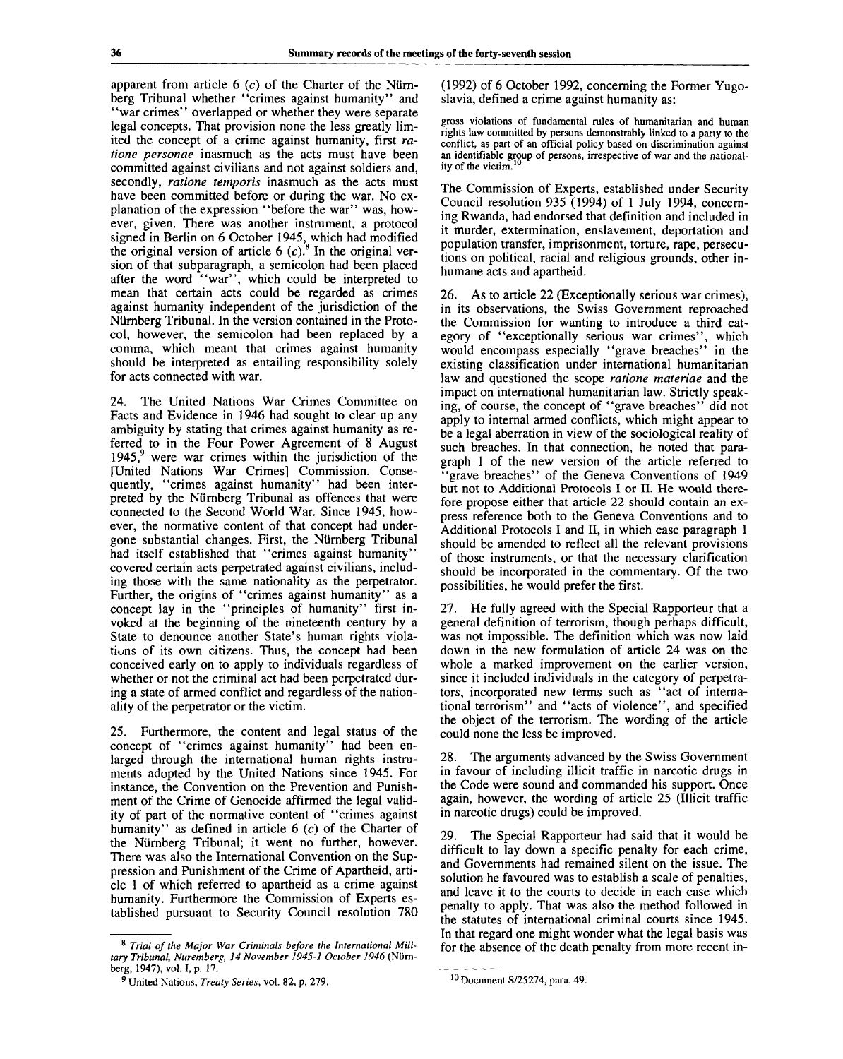apparent from article 6 (*c*) of the Charter of the Nürnberg Tribunal whether "crimes against humanity" and "war crimes" overlapped or whether they were separate legal concepts. That provision none the less greatly limited the concept of a crime against humanity, first *ratione personae* inasmuch as the acts must have been committed against civilians and not against soldiers and, secondly, *ratione temporis* inasmuch as the acts must have been committed before or during the war. No explanation of the expression "before the war" was, however, given. There was another instrument, a protocol signed in Berlin on 6 October 1945, which had modified the original version of article 6 (*c*).[8] In the original version of that subparagraph, a semicolon had been placed after the word "war", which could be interpreted to mean that certain acts could be regarded as crimes against humanity independent of the jurisdiction of the Nürnberg Tribunal. In the version contained in the Protocol, however, the semicolon had been replaced by a comma, which meant that crimes against humanity should be interpreted as entailing responsibility solely for acts connected with war.

24. The United Nations War Crimes Committee on Facts and Evidence in 1946 had sought to clear up any ambiguity by stating that crimes against humanity as referred to in the Four Power Agreement of 8 August 1945,[9] were war crimes within the jurisdiction of the [United Nations War Crimes] Commission. Consequently, "crimes against humanity" had been interpreted by the Nürnberg Tribunal as offences that were connected to the Second World War. Since 1945, however, the normative content of that concept had undergone substantial changes. First, the Nürnberg Tribunal had itself established that "crimes against humanity" covered certain acts perpetrated against civilians, including those with the same nationality as the perpetrator. Further, the origins of "crimes against humanity" as a concept lay in the "principles of humanity" first invoked at the beginning of the nineteenth century by a State to denounce another State's human rights violations of its own citizens. Thus, the concept had been conceived early on to apply to individuals regardless of whether or not the criminal act had been perpetrated during a state of armed conflict and regardless of the nationality of the perpetrator or the victim.

25. Furthermore, the content and legal status of the concept of "crimes against humanity" had been enlarged through the international human rights instruments adopted by the United Nations since 1945. For instance, the Convention on the Prevention and Punishment of the Crime of Genocide affirmed the legal validity of part of the normative content of "crimes against humanity" as defined in article 6 (*c*) of the Charter of the Nürnberg Tribunal; it went no further, however. There was also the International Convention on the Suppression and Punishment of the Crime of Apartheid, article 1 of which referred to apartheid as a crime against humanity. Furthermore the Commission of Experts established pursuant to Security Council resolution 780 (1992) of 6 October 1992, concerning the Former Yugoslavia, defined a crime against humanity as:

> gross violations of fundamental rules of humanitarian and human rights law committed by persons demonstrably linked to a party to the conflict, as part of an official policy based on discrimination against an identifiable group of persons, irrespective of war and the nationality of the victim.[10]

The Commission of Experts, established under Security Council resolution 935 (1994) of 1 July 1994, concerning Rwanda, had endorsed that definition and included in it murder, extermination, enslavement, deportation and population transfer, imprisonment, torture, rape, persecutions on political, racial and religious grounds, other inhumane acts and apartheid.

26. As to article 22 (Exceptionally serious war crimes), in its observations, the Swiss Government reproached the Commission for wanting to introduce a third category of "exceptionally serious war crimes", which would encompass especially "grave breaches" in the existing classification under international humanitarian law and questioned the scope *ratione materiae* and the impact on international humanitarian law. Strictly speaking, of course, the concept of "grave breaches" did not apply to internal armed conflicts, which might appear to be a legal aberration in view of the sociological reality of such breaches. In that connection, he noted that paragraph 1 of the new version of the article referred to "grave breaches" of the Geneva Conventions of 1949 but not to Additional Protocols I or II. He would therefore propose either that article 22 should contain an express reference both to the Geneva Conventions and to Additional Protocols I and II, in which case paragraph 1 should be amended to reflect all the relevant provisions of those instruments, or that the necessary clarification should be incorporated in the commentary. Of the two possibilities, he would prefer the first.

27. He fully agreed with the Special Rapporteur that a general definition of terrorism, though perhaps difficult, was not impossible. The definition which was now laid down in the new formulation of article 24 was on the whole a marked improvement on the earlier version, since it included individuals in the category of perpetrators, incorporated new terms such as "act of international terrorism" and "acts of violence", and specified the object of the terrorism. The wording of the article could none the less be improved.

28. The arguments advanced by the Swiss Government in favour of including illicit traffic in narcotic drugs in the Code were sound and commanded his support. Once again, however, the wording of article 25 (Illicit traffic in narcotic drugs) could be improved.

29. The Special Rapporteur had said that it would be difficult to lay down a specific penalty for each crime, and Governments had remained silent on the issue. The solution he favoured was to establish a scale of penalties, and leave it to the courts to decide in each case which penalty to apply. That was also the method followed in the statutes of international criminal courts since 1945. In that regard one might wonder what the legal basis was for the absence of the death penalty from more recent in-

---

[8] *Trial of the Major War Criminals before the International Military Tribunal, Nuremberg, 14 November 1945-1 October 1946* (Nürnberg, 1947), vol. I, p. 17.

[9] United Nations, *Treaty Series*, vol. 82, p. 279.

[10] Document S/25274, para. 49.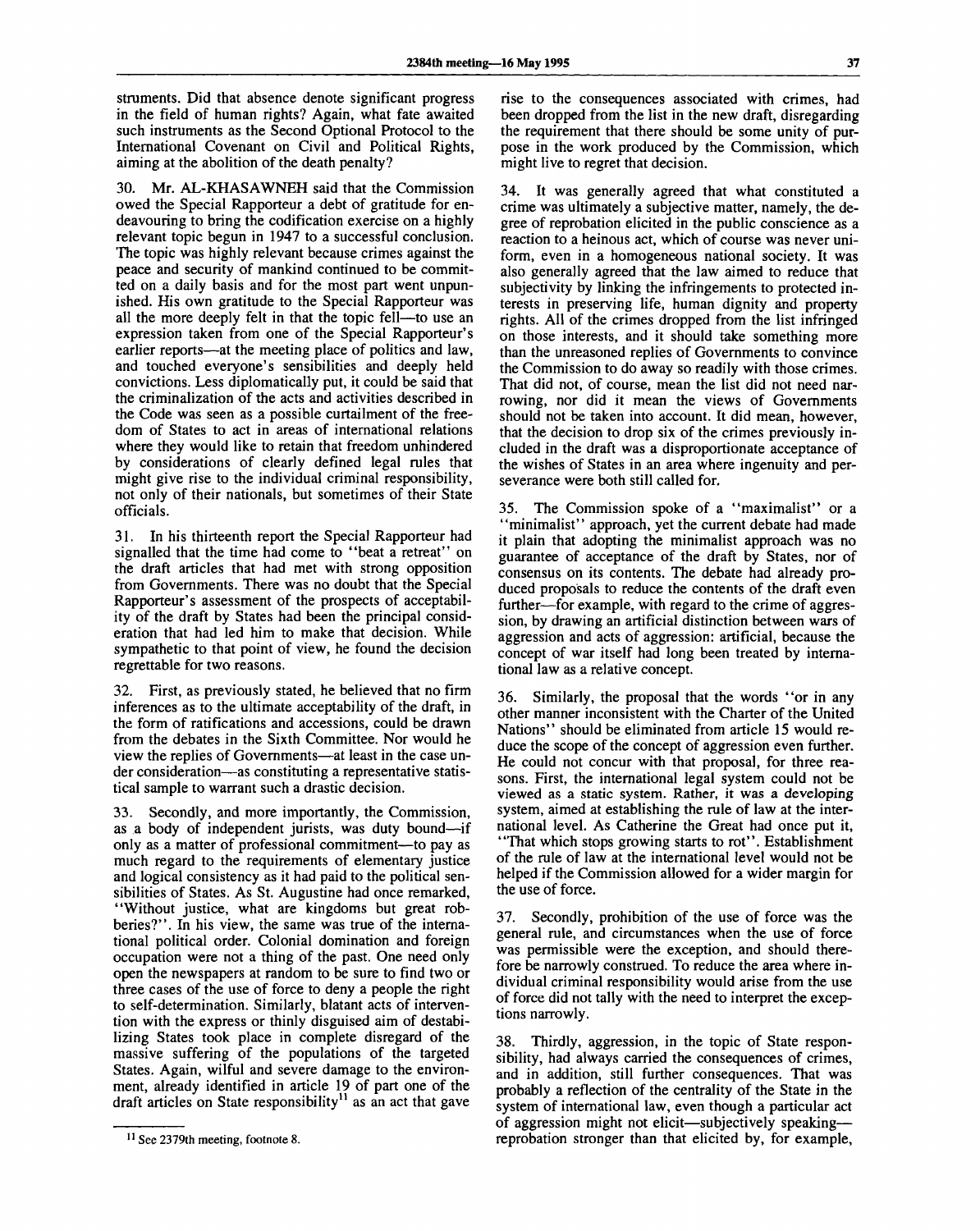struments. Did that absence denote significant progress in the field of human rights? Again, what fate awaited such instruments as the Second Optional Protocol to the International Covenant on Civil and Political Rights, aiming at the abolition of the death penalty?

30. Mr. AL-KHASAWNEH said that the Commission owed the Special Rapporteur a debt of gratitude for endeavouring to bring the codification exercise on a highly relevant topic begun in 1947 to a successful conclusion. The topic was highly relevant because crimes against the peace and security of mankind continued to be committed on a daily basis and for the most part went unpunished. His own gratitude to the Special Rapporteur was all the more deeply felt in that the topic fell—to use an expression taken from one of the Special Rapporteur's earlier reports—at the meeting place of politics and law, and touched everyone's sensibilities and deeply held convictions. Less diplomatically put, it could be said that the criminalization of the acts and activities described in the Code was seen as a possible curtailment of the freedom of States to act in areas of international relations where they would like to retain that freedom unhindered by considerations of clearly defined legal rules that might give rise to the individual criminal responsibility, not only of their nationals, but sometimes of their State officials.

31. In his thirteenth report the Special Rapporteur had signalled that the time had come to "beat a retreat" on the draft articles that had met with strong opposition from Governments. There was no doubt that the Special Rapporteur's assessment of the prospects of acceptability of the draft by States had been the principal consideration that had led him to make that decision. While sympathetic to that point of view, he found the decision regrettable for two reasons.

32. First, as previously stated, he believed that no firm inferences as to the ultimate acceptability of the draft, in the form of ratifications and accessions, could be drawn from the debates in the Sixth Committee. Nor would he view the replies of Governments—at least in the case under consideration—as constituting a representative statistical sample to warrant such a drastic decision.

33. Secondly, and more importantly, the Commission, as a body of independent jurists, was duty bound—if only as a matter of professional commitment—to pay as much regard to the requirements of elementary justice and logical consistency as it had paid to the political sensibilities of States. As St. Augustine had once remarked, "Without justice, what are kingdoms but great robberies?". In his view, the same was true of the international political order. Colonial domination and foreign occupation were not a thing of the past. One need only open the newspapers at random to be sure to find two or three cases of the use of force to deny a people the right to self-determination. Similarly, blatant acts of intervention with the express or thinly disguised aim of destabilizing States took place in complete disregard of the massive suffering of the populations of the targeted States. Again, wilful and severe damage to the environment, already identified in article 19 of part one of the draft articles on State responsibility[11] as an act that gave rise to the consequences associated with crimes, had been dropped from the list in the new draft, disregarding the requirement that there should be some unity of purpose in the work produced by the Commission, which might live to regret that decision.

34. It was generally agreed that what constituted a crime was ultimately a subjective matter, namely, the degree of reprobation elicited in the public conscience as a reaction to a heinous act, which of course was never uniform, even in a homogeneous national society. It was also generally agreed that the law aimed to reduce that subjectivity by linking the infringements to protected interests in preserving life, human dignity and property rights. All of the crimes dropped from the list infringed on those interests, and it should take something more than the unreasoned replies of Governments to convince the Commission to do away so readily with those crimes. That did not, of course, mean the list did not need narrowing, nor did it mean the views of Governments should not be taken into account. It did mean, however, that the decision to drop six of the crimes previously included in the draft was a disproportionate acceptance of the wishes of States in an area where ingenuity and perseverance were both still called for.

35. The Commission spoke of a "maximalist" or a "minimalist" approach, yet the current debate had made it plain that adopting the minimalist approach was no guarantee of acceptance of the draft by States, nor of consensus on its contents. The debate had already produced proposals to reduce the contents of the draft even further—for example, with regard to the crime of aggression, by drawing an artificial distinction between wars of aggression and acts of aggression: artificial, because the concept of war itself had long been treated by international law as a relative concept.

36. Similarly, the proposal that the words "or in any other manner inconsistent with the Charter of the United Nations" should be eliminated from article 15 would reduce the scope of the concept of aggression even further. He could not concur with that proposal, for three reasons. First, the international legal system could not be viewed as a static system. Rather, it was a developing system, aimed at establishing the rule of law at the international level. As Catherine the Great had once put it, "That which stops growing starts to rot". Establishment of the rule of law at the international level would not be helped if the Commission allowed for a wider margin for the use of force.

37. Secondly, prohibition of the use of force was the general rule, and circumstances when the use of force was permissible were the exception, and should therefore be narrowly construed. To reduce the area where individual criminal responsibility would arise from the use of force did not tally with the need to interpret the exceptions narrowly.

38. Thirdly, aggression, in the topic of State responsibility, had always carried the consequences of crimes, and in addition, still further consequences. That was probably a reflection of the centrality of the State in the system of international law, even though a particular act of aggression might not elicit—subjectively speaking—reprobation stronger than that elicited by, for example,

---

[11] See 2379th meeting, footnote 8.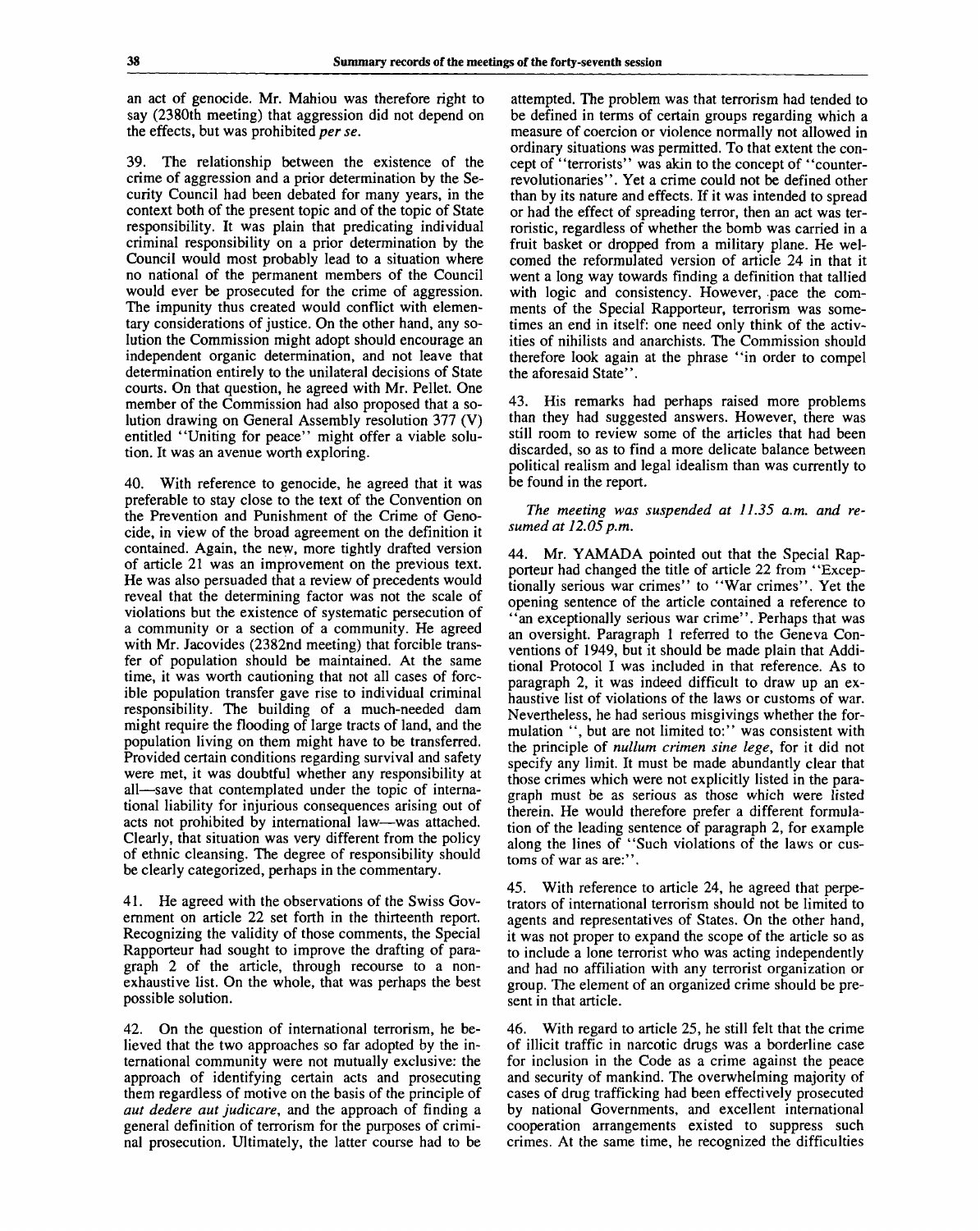an act of genocide. Mr. Mahiou was therefore right to say (2380th meeting) that aggression did not depend on the effects, but was prohibited *per se*.

39. The relationship between the existence of the crime of aggression and a prior determination by the Security Council had been debated for many years, in the context both of the present topic and of the topic of State responsibility. It was plain that predicating individual criminal responsibility on a prior determination by the Council would most probably lead to a situation where no national of the permanent members of the Council would ever be prosecuted for the crime of aggression. The impunity thus created would conflict with elementary considerations of justice. On the other hand, any solution the Commission might adopt should encourage an independent organic determination, and not leave that determination entirely to the unilateral decisions of State courts. On that question, he agreed with Mr. Pellet. One member of the Commission had also proposed that a solution drawing on General Assembly resolution 377 (V) entitled "Uniting for peace" might offer a viable solution. It was an avenue worth exploring.

40. With reference to genocide, he agreed that it was preferable to stay close to the text of the Convention on the Prevention and Punishment of the Crime of Genocide, in view of the broad agreement on the definition it contained. Again, the new, more tightly drafted version of article 21 was an improvement on the previous text. He was also persuaded that a review of precedents would reveal that the determining factor was not the scale of violations but the existence of systematic persecution of a community or a section of a community. He agreed with Mr. Jacovides (2382nd meeting) that forcible transfer of population should be maintained. At the same time, it was worth cautioning that not all cases of forcible population transfer gave rise to individual criminal responsibility. The building of a much-needed dam might require the flooding of large tracts of land, and the population living on them might have to be transferred. Provided certain conditions regarding survival and safety were met, it was doubtful whether any responsibility at all—save that contemplated under the topic of international liability for injurious consequences arising out of acts not prohibited by international law—was attached. Clearly, that situation was very different from the policy of ethnic cleansing. The degree of responsibility should be clearly categorized, perhaps in the commentary.

41. He agreed with the observations of the Swiss Government on article 22 set forth in the thirteenth report. Recognizing the validity of those comments, the Special Rapporteur had sought to improve the drafting of paragraph 2 of the article, through recourse to a non-exhaustive list. On the whole, that was perhaps the best possible solution.

42. On the question of international terrorism, he believed that the two approaches so far adopted by the international community were not mutually exclusive: the approach of identifying certain acts and prosecuting them regardless of motive on the basis of the principle of *aut dedere aut judicare*, and the approach of finding a general definition of terrorism for the purposes of criminal prosecution. Ultimately, the latter course had to be attempted. The problem was that terrorism had tended to be defined in terms of certain groups regarding which a measure of coercion or violence normally not allowed in ordinary situations was permitted. To that extent the concept of "terrorists" was akin to the concept of "counter-revolutionaries". Yet a crime could not be defined other than by its nature and effects. If it was intended to spread or had the effect of spreading terror, then an act was terroristic, regardless of whether the bomb was carried in a fruit basket or dropped from a military plane. He welcomed the reformulated version of article 24 in that it went a long way towards finding a definition that tallied with logic and consistency. However, pace the comments of the Special Rapporteur, terrorism was sometimes an end in itself: one need only think of the activities of nihilists and anarchists. The Commission should therefore look again at the phrase "in order to compel the aforesaid State".

43. His remarks had perhaps raised more problems than they had suggested answers. However, there was still room to review some of the articles that had been discarded, so as to find a more delicate balance between political realism and legal idealism than was currently to be found in the report.

*The meeting was suspended at 11.35 a.m. and resumed at 12.05 p.m.*

44. Mr. YAMADA pointed out that the Special Rapporteur had changed the title of article 22 from "Exceptionally serious war crimes" to "War crimes". Yet the opening sentence of the article contained a reference to "an exceptionally serious war crime". Perhaps that was an oversight. Paragraph 1 referred to the Geneva Conventions of 1949, but it should be made plain that Additional Protocol I was included in that reference. As to paragraph 2, it was indeed difficult to draw up an exhaustive list of violations of the laws or customs of war. Nevertheless, he had serious misgivings whether the formulation ", but are not limited to:" was consistent with the principle of *nullum crimen sine lege*, for it did not specify any limit. It must be made abundantly clear that those crimes which were not explicitly listed in the paragraph must be as serious as those which were listed therein. He would therefore prefer a different formulation of the leading sentence of paragraph 2, for example along the lines of "Such violations of the laws or customs of war as are:".

45. With reference to article 24, he agreed that perpetrators of international terrorism should not be limited to agents and representatives of States. On the other hand, it was not proper to expand the scope of the article so as to include a lone terrorist who was acting independently and had no affiliation with any terrorist organization or group. The element of an organized crime should be present in that article.

46. With regard to article 25, he still felt that the crime of illicit traffic in narcotic drugs was a borderline case for inclusion in the Code as a crime against the peace and security of mankind. The overwhelming majority of cases of drug trafficking had been effectively prosecuted by national Governments, and excellent international cooperation arrangements existed to suppress such crimes. At the same time, he recognized the difficulties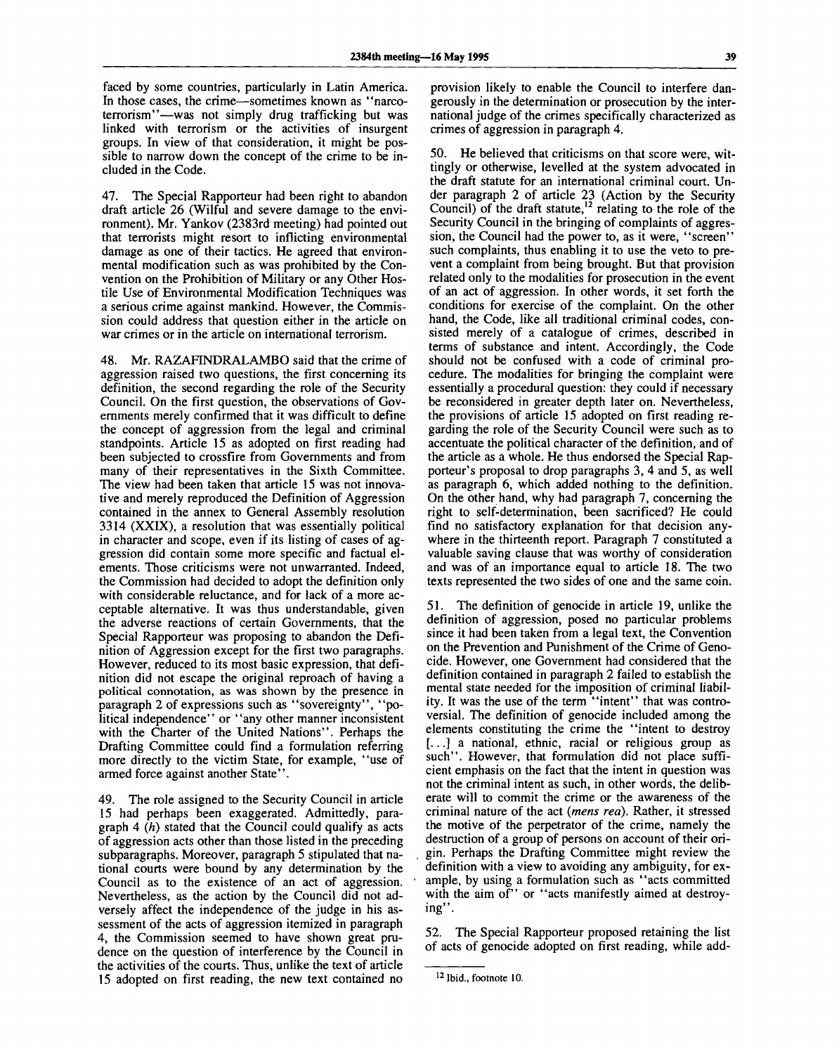faced by some countries, particularly in Latin America. In those cases, the crime—sometimes known as "narco-terrorism"—was not simply drug trafficking but was linked with terrorism or the activities of insurgent groups. In view of that consideration, it might be possible to narrow down the concept of the crime to be included in the Code.

47. The Special Rapporteur had been right to abandon draft article 26 (Wilful and severe damage to the environment). Mr. Yankov (2383rd meeting) had pointed out that terrorists might resort to inflicting environmental damage as one of their tactics. He agreed that environmental modification such as was prohibited by the Convention on the Prohibition of Military or any Other Hostile Use of Environmental Modification Techniques was a serious crime against mankind. However, the Commission could address that question either in the article on war crimes or in the article on international terrorism.

48. Mr. RAZAFINDRALAMBO said that the crime of aggression raised two questions, the first concerning its definition, the second regarding the role of the Security Council. On the first question, the observations of Governments merely confirmed that it was difficult to define the concept of aggression from the legal and criminal standpoints. Article 15 as adopted on first reading had been subjected to crossfire from Governments and from many of their representatives in the Sixth Committee. The view had been taken that article 15 was not innovative and merely reproduced the Definition of Aggression contained in the annex to General Assembly resolution 3314 (XXIX), a resolution that was essentially political in character and scope, even if its listing of cases of aggression did contain some more specific and factual elements. Those criticisms were not unwarranted. Indeed, the Commission had decided to adopt the definition only with considerable reluctance, and for lack of a more acceptable alternative. It was thus understandable, given the adverse reactions of certain Governments, that the Special Rapporteur was proposing to abandon the Definition of Aggression except for the first two paragraphs. However, reduced to its most basic expression, that definition did not escape the original reproach of having a political connotation, as was shown by the presence in paragraph 2 of expressions such as "sovereignty", "political independence" or "any other manner inconsistent with the Charter of the United Nations". Perhaps the Drafting Committee could find a formulation referring more directly to the victim State, for example, "use of armed force against another State".

49. The role assigned to the Security Council in article 15 had perhaps been exaggerated. Admittedly, paragraph 4 (*h*) stated that the Council could qualify as acts of aggression acts other than those listed in the preceding subparagraphs. Moreover, paragraph 5 stipulated that national courts were bound by any determination by the Council as to the existence of an act of aggression. Nevertheless, as the action by the Council did not adversely affect the independence of the judge in his assessment of the acts of aggression itemized in paragraph 4, the Commission seemed to have shown great prudence on the question of interference by the Council in the activities of the courts. Thus, unlike the text of article 15 adopted on first reading, the new text contained no provision likely to enable the Council to interfere dangerously in the determination or prosecution by the international judge of the crimes specifically characterized as crimes of aggression in paragraph 4.

50. He believed that criticisms on that score were, wittingly or otherwise, levelled at the system advocated in the draft statute for an international criminal court. Under paragraph 2 of article 23 (Action by the Security Council) of the draft statute,[12] relating to the role of the Security Council in the bringing of complaints of aggression, the Council had the power to, as it were, "screen" such complaints, thus enabling it to use the veto to prevent a complaint from being brought. But that provision related only to the modalities for prosecution in the event of an act of aggression. In other words, it set forth the conditions for exercise of the complaint. On the other hand, the Code, like all traditional criminal codes, consisted merely of a catalogue of crimes, described in terms of substance and intent. Accordingly, the Code should not be confused with a code of criminal procedure. The modalities for bringing the complaint were essentially a procedural question: they could if necessary be reconsidered in greater depth later on. Nevertheless, the provisions of article 15 adopted on first reading regarding the role of the Security Council were such as to accentuate the political character of the definition, and of the article as a whole. He thus endorsed the Special Rapporteur's proposal to drop paragraphs 3, 4 and 5, as well as paragraph 6, which added nothing to the definition. On the other hand, why had paragraph 7, concerning the right to self-determination, been sacrificed? He could find no satisfactory explanation for that decision anywhere in the thirteenth report. Paragraph 7 constituted a valuable saving clause that was worthy of consideration and was of an importance equal to article 18. The two texts represented the two sides of one and the same coin.

51. The definition of genocide in article 19, unlike the definition of aggression, posed no particular problems since it had been taken from a legal text, the Convention on the Prevention and Punishment of the Crime of Genocide. However, one Government had considered that the definition contained in paragraph 2 failed to establish the mental state needed for the imposition of criminal liability. It was the use of the term "intent" that was controversial. The definition of genocide included among the elements constituting the crime the "intent to destroy [...] a national, ethnic, racial or religious group as such". However, that formulation did not place sufficient emphasis on the fact that the intent in question was not the criminal intent as such, in other words, the deliberate will to commit the crime or the awareness of the criminal nature of the act (*mens rea*). Rather, it stressed the motive of the perpetrator of the crime, namely the destruction of a group of persons on account of their origin. Perhaps the Drafting Committee might review the definition with a view to avoiding any ambiguity, for example, by using a formulation such as "acts committed with the aim of" or "acts manifestly aimed at destroying".

52. The Special Rapporteur proposed retaining the list of acts of genocide adopted on first reading, while add-

---

[12] Ibid., footnote 10.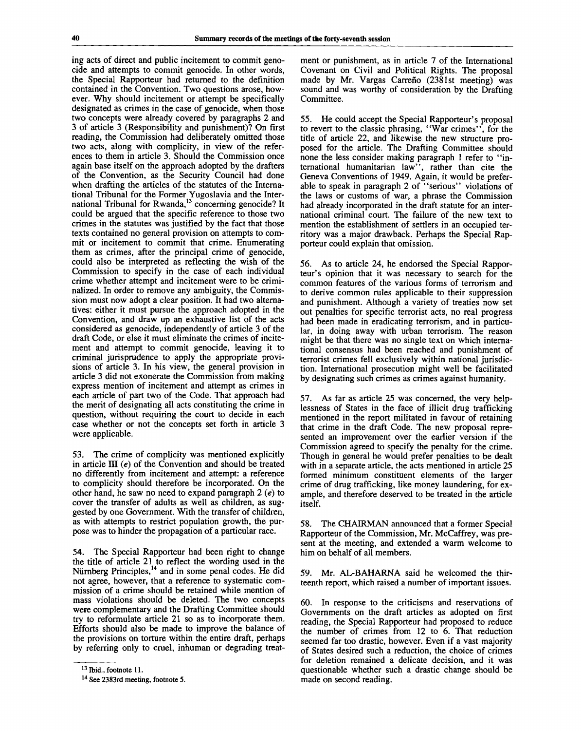ing acts of direct and public incitement to commit genocide and attempts to commit genocide. In other words, the Special Rapporteur had returned to the definition contained in the Convention. Two questions arose, however. Why should incitement or attempt be specifically designated as crimes in the case of genocide, when those two concepts were already covered by paragraphs 2 and 3 of article 3 (Responsibility and punishment)? On first reading, the Commission had deliberately omitted those two acts, along with complicity, in view of the references to them in article 3. Should the Commission once again base itself on the approach adopted by the drafters of the Convention, as the Security Council had done when drafting the articles of the statutes of the International Tribunal for the Former Yugoslavia and the International Tribunal for Rwanda,[13] concerning genocide? It could be argued that the specific reference to those two crimes in the statutes was justified by the fact that those texts contained no general provision on attempts to commit or incitement to commit that crime. Enumerating them as crimes, after the principal crime of genocide, could also be interpreted as reflecting the wish of the Commission to specify in the case of each individual crime whether attempt and incitement were to be criminalized. In order to remove any ambiguity, the Commission must now adopt a clear position. It had two alternatives: either it must pursue the approach adopted in the Convention, and draw up an exhaustive list of the acts considered as genocide, independently of article 3 of the draft Code, or else it must eliminate the crimes of incitement and attempt to commit genocide, leaving it to criminal jurisprudence to apply the appropriate provisions of article 3. In his view, the general provision in article 3 did not exonerate the Commission from making express mention of incitement and attempt as crimes in each article of part two of the Code. That approach had the merit of designating all acts constituting the crime in question, without requiring the court to decide in each case whether or not the concepts set forth in article 3 were applicable.

53. The crime of complicity was mentioned explicitly in article III (*e*) of the Convention and should be treated no differently from incitement and attempt: a reference to complicity should therefore be incorporated. On the other hand, he saw no need to expand paragraph 2 (*e*) to cover the transfer of adults as well as children, as suggested by one Government. With the transfer of children, as with attempts to restrict population growth, the purpose was to hinder the propagation of a particular race.

54. The Special Rapporteur had been right to change the title of article 21 to reflect the wording used in the Nürnberg Principles,[14] and in some penal codes. He did not agree, however, that a reference to systematic commission of a crime should be retained while mention of mass violations should be deleted. The two concepts were complementary and the Drafting Committee should try to reformulate article 21 so as to incorporate them. Efforts should also be made to improve the balance of the provisions on torture within the entire draft, perhaps by referring only to cruel, inhuman or degrading treatment or punishment, as in article 7 of the International Covenant on Civil and Political Rights. The proposal made by Mr. Vargas Carreño (2381st meeting) was sound and was worthy of consideration by the Drafting Committee.

55. He could accept the Special Rapporteur's proposal to revert to the classic phrasing, "War crimes", for the title of article 22, and likewise the new structure proposed for the article. The Drafting Committee should none the less consider making paragraph 1 refer to "international humanitarian law", rather than cite the Geneva Conventions of 1949. Again, it would be preferable to speak in paragraph 2 of "serious" violations of the laws or customs of war, a phrase the Commission had already incorporated in the draft statute for an international criminal court. The failure of the new text to mention the establishment of settlers in an occupied territory was a major drawback. Perhaps the Special Rapporteur could explain that omission.

56. As to article 24, he endorsed the Special Rapporteur's opinion that it was necessary to search for the common features of the various forms of terrorism and to derive common rules applicable to their suppression and punishment. Although a variety of treaties now set out penalties for specific terrorist acts, no real progress had been made in eradicating terrorism, and in particular, in doing away with urban terrorism. The reason might be that there was no single text on which international consensus had been reached and punishment of terrorist crimes fell exclusively within national jurisdiction. International prosecution might well be facilitated by designating such crimes as crimes against humanity.

57. As far as article 25 was concerned, the very helplessness of States in the face of illicit drug trafficking mentioned in the report militated in favour of retaining that crime in the draft Code. The new proposal represented an improvement over the earlier version if the Commission agreed to specify the penalty for the crime. Though in general he would prefer penalties to be dealt with in a separate article, the acts mentioned in article 25 formed minimum constituent elements of the larger crime of drug trafficking, like money laundering, for example, and therefore deserved to be treated in the article itself.

58. The CHAIRMAN announced that a former Special Rapporteur of the Commission, Mr. McCaffrey, was present at the meeting, and extended a warm welcome to him on behalf of all members.

59. Mr. AL-BAHARNA said he welcomed the thirteenth report, which raised a number of important issues.

60. In response to the criticisms and reservations of Governments on the draft articles as adopted on first reading, the Special Rapporteur had proposed to reduce the number of crimes from 12 to 6. That reduction seemed far too drastic, however. Even if a vast majority of States desired such a reduction, the choice of crimes for deletion remained a delicate decision, and it was questionable whether such a drastic change should be made on second reading.

---

[13] Ibid., footnote 11.

[14] See 2383rd meeting, footnote 5.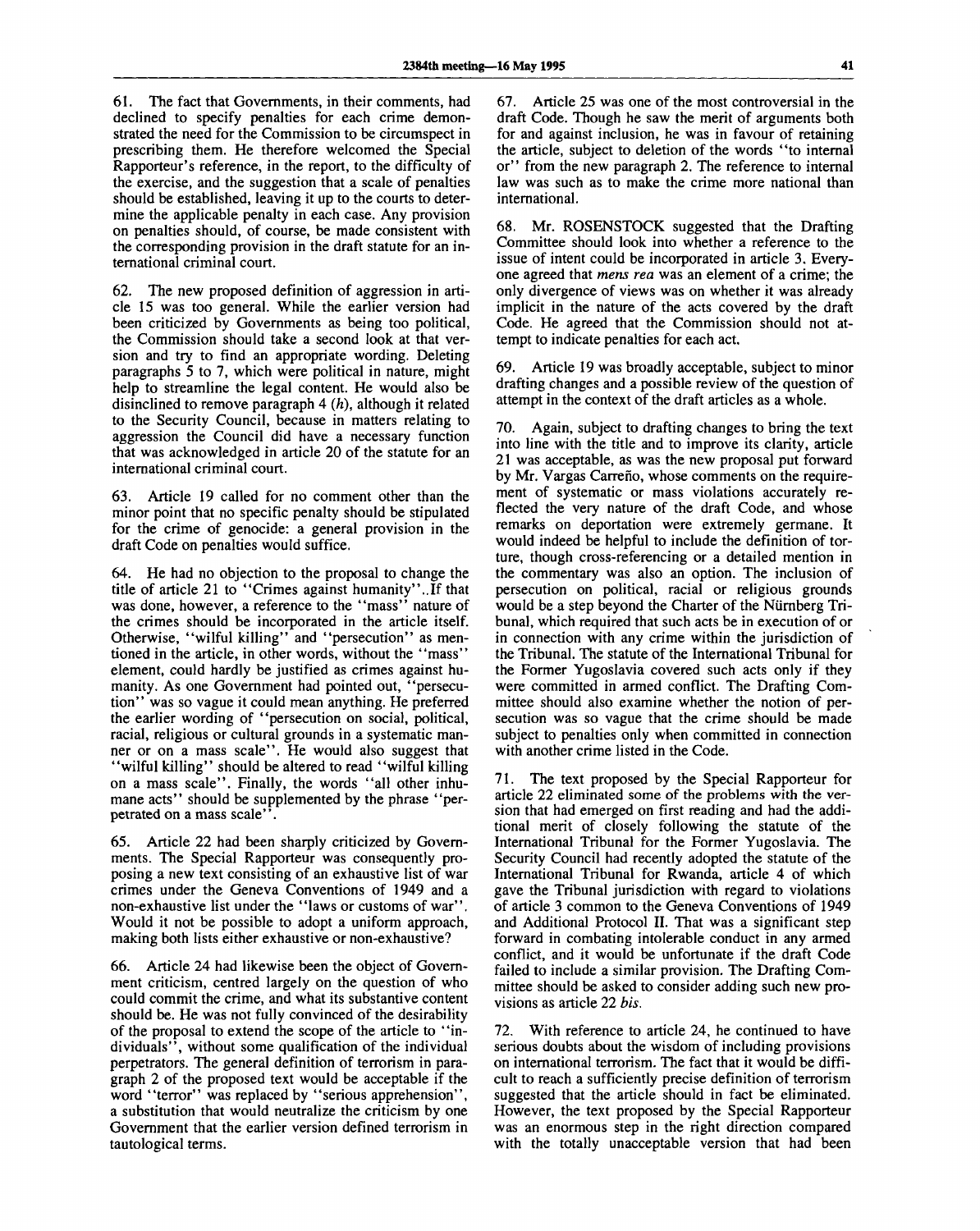61. The fact that Governments, in their comments, had declined to specify penalties for each crime demonstrated the need for the Commission to be circumspect in prescribing them. He therefore welcomed the Special Rapporteur's reference, in the report, to the difficulty of the exercise, and the suggestion that a scale of penalties should be established, leaving it up to the courts to determine the applicable penalty in each case. Any provision on penalties should, of course, be made consistent with the corresponding provision in the draft statute for an international criminal court.

62. The new proposed definition of aggression in article 15 was too general. While the earlier version had been criticized by Governments as being too political, the Commission should take a second look at that version and try to find an appropriate wording. Deleting paragraphs 5 to 7, which were political in nature, might help to streamline the legal content. He would also be disinclined to remove paragraph 4 (*h*), although it related to the Security Council, because in matters relating to aggression the Council did have a necessary function that was acknowledged in article 20 of the statute for an international criminal court.

63. Article 19 called for no comment other than the minor point that no specific penalty should be stipulated for the crime of genocide: a general provision in the draft Code on penalties would suffice.

64. He had no objection to the proposal to change the title of article 21 to "Crimes against humanity"..If that was done, however, a reference to the "mass" nature of the crimes should be incorporated in the article itself. Otherwise, "wilful killing" and "persecution" as mentioned in the article, in other words, without the "mass" element, could hardly be justified as crimes against humanity. As one Government had pointed out, "persecution" was so vague it could mean anything. He preferred the earlier wording of "persecution on social, political, racial, religious or cultural grounds in a systematic manner or on a mass scale". He would also suggest that "wilful killing" should be altered to read "wilful killing on a mass scale". Finally, the words "all other inhumane acts" should be supplemented by the phrase "perpetrated on a mass scale".

65. Article 22 had been sharply criticized by Governments. The Special Rapporteur was consequently proposing a new text consisting of an exhaustive list of war crimes under the Geneva Conventions of 1949 and a non-exhaustive list under the "laws or customs of war". Would it not be possible to adopt a uniform approach, making both lists either exhaustive or non-exhaustive?

66. Article 24 had likewise been the object of Government criticism, centred largely on the question of who could commit the crime, and what its substantive content should be. He was not fully convinced of the desirability of the proposal to extend the scope of the article to "individuals", without some qualification of the individual perpetrators. The general definition of terrorism in paragraph 2 of the proposed text would be acceptable if the word "terror" was replaced by "serious apprehension", a substitution that would neutralize the criticism by one Government that the earlier version defined terrorism in tautological terms.

67. Article 25 was one of the most controversial in the draft Code. Though he saw the merit of arguments both for and against inclusion, he was in favour of retaining the article, subject to deletion of the words "to internal or" from the new paragraph 2. The reference to internal law was such as to make the crime more national than international.

68. Mr. ROSENSTOCK suggested that the Drafting Committee should look into whether a reference to the issue of intent could be incorporated in article 3. Everyone agreed that *mens rea* was an element of a crime; the only divergence of views was on whether it was already implicit in the nature of the acts covered by the draft Code. He agreed that the Commission should not attempt to indicate penalties for each act.

69. Article 19 was broadly acceptable, subject to minor drafting changes and a possible review of the question of attempt in the context of the draft articles as a whole.

70. Again, subject to drafting changes to bring the text into line with the title and to improve its clarity, article 21 was acceptable, as was the new proposal put forward by Mr. Vargas Carreño, whose comments on the requirement of systematic or mass violations accurately reflected the very nature of the draft Code, and whose remarks on deportation were extremely germane. It would indeed be helpful to include the definition of torture, though cross-referencing or a detailed mention in the commentary was also an option. The inclusion of persecution on political, racial or religious grounds would be a step beyond the Charter of the Nürnberg Tribunal, which required that such acts be in execution of or in connection with any crime within the jurisdiction of the Tribunal. The statute of the International Tribunal for the Former Yugoslavia covered such acts only if they were committed in armed conflict. The Drafting Committee should also examine whether the notion of persecution was so vague that the crime should be made subject to penalties only when committed in connection with another crime listed in the Code.

71. The text proposed by the Special Rapporteur for article 22 eliminated some of the problems with the version that had emerged on first reading and had the additional merit of closely following the statute of the International Tribunal for the Former Yugoslavia. The Security Council had recently adopted the statute of the International Tribunal for Rwanda, article 4 of which gave the Tribunal jurisdiction with regard to violations of article 3 common to the Geneva Conventions of 1949 and Additional Protocol II. That was a significant step forward in combating intolerable conduct in any armed conflict, and it would be unfortunate if the draft Code failed to include a similar provision. The Drafting Committee should be asked to consider adding such new provisions as article 22 *bis*.

72. With reference to article 24, he continued to have serious doubts about the wisdom of including provisions on international terrorism. The fact that it would be difficult to reach a sufficiently precise definition of terrorism suggested that the article should in fact be eliminated. However, the text proposed by the Special Rapporteur was an enormous step in the right direction compared with the totally unacceptable version that had been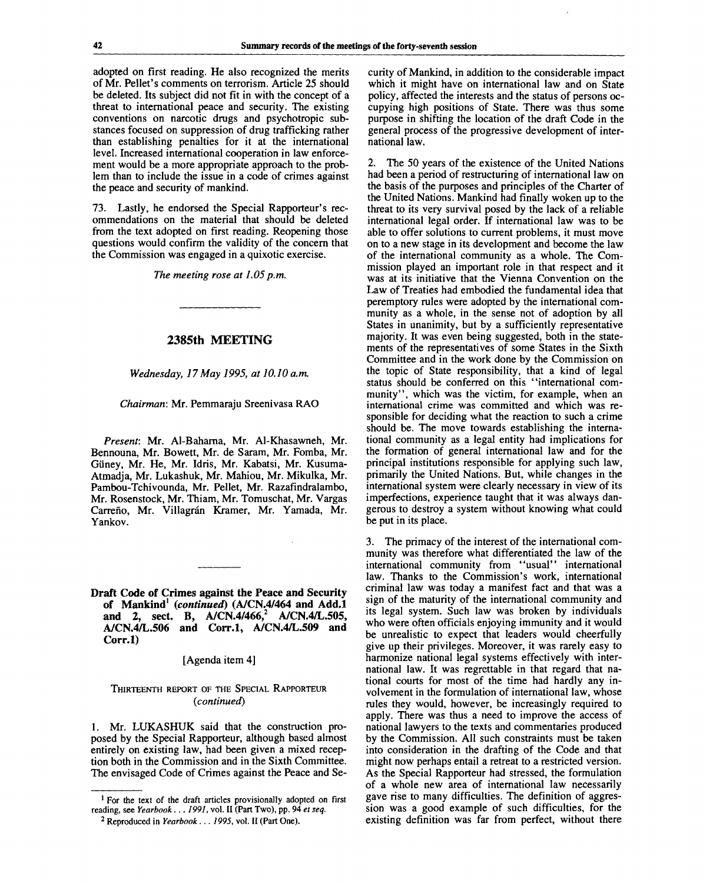adopted on first reading. He also recognized the merits of Mr. Pellet's comments on terrorism. Article 25 should be deleted. Its subject did not fit in with the concept of a threat to international peace and security. The existing conventions on narcotic drugs and psychotropic substances focused on suppression of drug trafficking rather than establishing penalties for it at the international level. Increased international cooperation in law enforcement would be a more appropriate approach to the problem than to include the issue in a code of crimes against the peace and security of mankind.

73. Lastly, he endorsed the Special Rapporteur's recommendations on the material that should be deleted from the text adopted on first reading. Reopening those questions would confirm the validity of the concern that the Commission was engaged in a quixotic exercise.

*The meeting rose at 1.05 p.m.*

---

## 2385th MEETING

*Wednesday, 17 May 1995, at 10.10 a.m.*

*Chairman*: Mr. Pemmaraju Sreenivasa RAO

*Present*: Mr. Al-Baharna, Mr. Al-Khasawneh, Mr. Bennouna, Mr. Bowett, Mr. de Saram, Mr. Fomba, Mr. Güney, Mr. He, Mr. Idris, Mr. Kabatsi, Mr. Kusuma-Atmadja, Mr. Lukashuk, Mr. Mahiou, Mr. Mikulka, Mr. Pambou-Tchivounda, Mr. Pellet, Mr. Razafindralambo, Mr. Rosenstock, Mr. Thiam, Mr. Tomuschat, Mr. Vargas Carreño, Mr. Villagrán Kramer, Mr. Yamada, Mr. Yankov.

---

### Draft Code of Crimes against the Peace and Security of Mankind[1] (*continued*) (A/CN.4/464 and Add.1 and 2, sect. B, A/CN.4/466,[2] A/CN.4/L.505, A/CN.4/L.506 and Corr.1, A/CN.4/L.509 and Corr.1)

[Agenda item 4]

#### THIRTEENTH REPORT OF THE SPECIAL RAPPORTEUR (*continued*)

1. Mr. LUKASHUK said that the construction proposed by the Special Rapporteur, although based almost entirely on existing law, had been given a mixed reception both in the Commission and in the Sixth Committee. The envisaged Code of Crimes against the Peace and Security of Mankind, in addition to the considerable impact which it might have on international law and on State policy, affected the interests and the status of persons occupying high positions of State. There was thus some purpose in shifting the location of the draft Code in the general process of the progressive development of international law.

2. The 50 years of the existence of the United Nations had been a period of restructuring of international law on the basis of the purposes and principles of the Charter of the United Nations. Mankind had finally woken up to the threat to its very survival posed by the lack of a reliable international legal order. If international law was to be able to offer solutions to current problems, it must move on to a new stage in its development and become the law of the international community as a whole. The Commission played an important role in that respect and it was at its initiative that the Vienna Convention on the Law of Treaties had embodied the fundamental idea that peremptory rules were adopted by the international community as a whole, in the sense not of adoption by all States in unanimity, but by a sufficiently representative majority. It was even being suggested, both in the statements of the representatives of some States in the Sixth Committee and in the work done by the Commission on the topic of State responsibility, that a kind of legal status should be conferred on this "international community", which was the victim, for example, when an international crime was committed and which was responsible for deciding what the reaction to such a crime should be. The move towards establishing the international community as a legal entity had implications for the formation of general international law and for the principal institutions responsible for applying such law, primarily the United Nations. But, while changes in the international system were clearly necessary in view of its imperfections, experience taught that it was always dangerous to destroy a system without knowing what could be put in its place.

3. The primacy of the interest of the international community was therefore what differentiated the law of the international community from "usual" international law. Thanks to the Commission's work, international criminal law was today a manifest fact and that was a sign of the maturity of the international community and its legal system. Such law was broken by individuals who were often officials enjoying immunity and it would be unrealistic to expect that leaders would cheerfully give up their privileges. Moreover, it was rarely easy to harmonize national legal systems effectively with international law. It was regrettable in that regard that national courts for most of the time had hardly any involvement in the formulation of international law, whose rules they would, however, be increasingly required to apply. There was thus a need to improve the access of national lawyers to the texts and commentaries produced by the Commission. All such constraints must be taken into consideration in the drafting of the Code and that might now perhaps entail a retreat to a restricted version. As the Special Rapporteur had stressed, the formulation of a whole new area of international law necessarily gave rise to many difficulties. The definition of aggression was a good example of such difficulties, for the existing definition was far from perfect, without there

---

[1] For the text of the draft articles provisionally adopted on first reading, see *Yearbook . . . 1991*, vol. II (Part Two), pp. 94 *et seq.*

[2] Reproduced in *Yearbook . . . 1995*, vol. II (Part One).